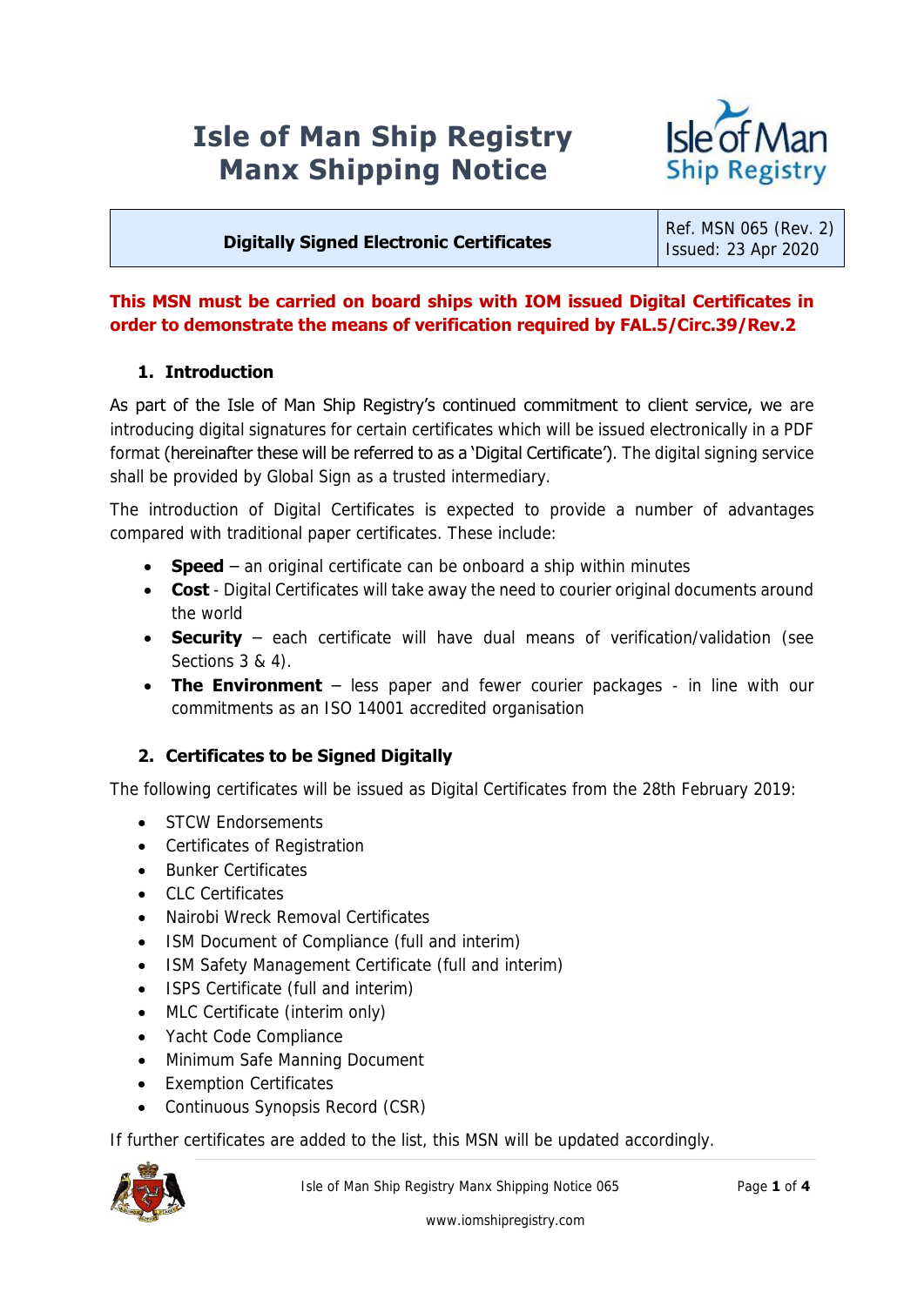# Isle of Man Ship Registry
# Manx Shipping Notice

| Digitally Signed Electronic Certificates | Ref. MSN 065 (Rev. 2) Issued: 23 Apr 2020 |
|---|---|

**This MSN must be carried on board ships with IOM issued Digital Certificates in order to demonstrate the means of verification required by FAL.5/Circ.39/Rev.2**

## 1. Introduction

As part of the Isle of Man Ship Registry's continued commitment to client service, we are introducing digital signatures for certain certificates which will be issued electronically in a PDF format (hereinafter these will be referred to as a 'Digital Certificate'). The digital signing service shall be provided by Global Sign as a trusted intermediary.

The introduction of Digital Certificates is expected to provide a number of advantages compared with traditional paper certificates. These include:

- **Speed** – an original certificate can be onboard a ship within minutes
- **Cost** - Digital Certificates will take away the need to courier original documents around the world
- **Security** – each certificate will have dual means of verification/validation (see Sections 3 & 4).
- **The Environment** – less paper and fewer courier packages - in line with our commitments as an ISO 14001 accredited organisation

## 2. Certificates to be Signed Digitally

The following certificates will be issued as Digital Certificates from the 28th February 2019:

- STCW Endorsements
- Certificates of Registration
- Bunker Certificates
- CLC Certificates
- Nairobi Wreck Removal Certificates
- ISM Document of Compliance (full and interim)
- ISM Safety Management Certificate (full and interim)
- ISPS Certificate (full and interim)
- MLC Certificate (interim only)
- Yacht Code Compliance
- Minimum Safe Manning Document
- Exemption Certificates
- Continuous Synopsis Record (CSR)

If further certificates are added to the list, this MSN will be updated accordingly.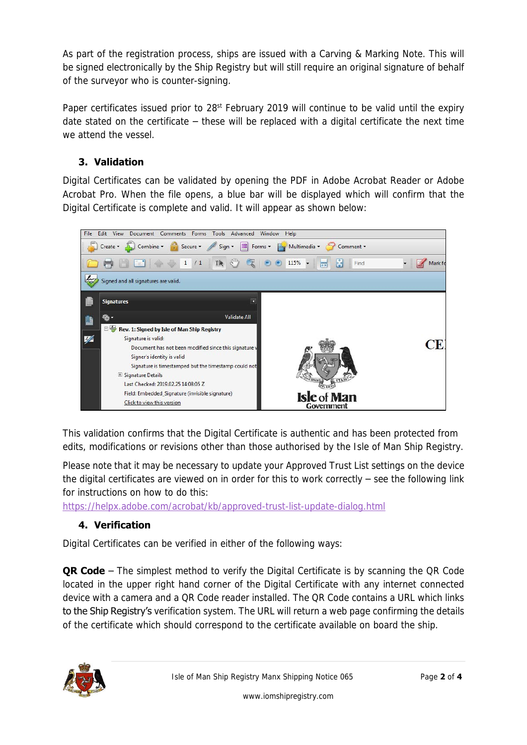As part of the registration process, ships are issued with a Carving & Marking Note. This will be signed electronically by the Ship Registry but will still require an original signature of behalf of the surveyor who is counter-signing.

Paper certificates issued prior to 28st February 2019 will continue to be valid until the expiry date stated on the certificate – these will be replaced with a digital certificate the next time we attend the vessel.

## 3. Validation

Digital Certificates can be validated by opening the PDF in Adobe Acrobat Reader or Adobe Acrobat Pro. When the file opens, a blue bar will be displayed which will confirm that the Digital Certificate is complete and valid. It will appear as shown below:

This validation confirms that the Digital Certificate is authentic and has been protected from edits, modifications or revisions other than those authorised by the Isle of Man Ship Registry.

Please note that it may be necessary to update your Approved Trust List settings on the device the digital certificates are viewed on in order for this to work correctly – see the following link for instructions on how to do this:
https://helpx.adobe.com/acrobat/kb/approved-trust-list-update-dialog.html

## 4. Verification

Digital Certificates can be verified in either of the following ways:

**QR Code** – The simplest method to verify the Digital Certificate is by scanning the QR Code located in the upper right hand corner of the Digital Certificate with any internet connected device with a camera and a QR Code reader installed. The QR Code contains a URL which links to the Ship Registry's verification system. The URL will return a web page confirming the details of the certificate which should correspond to the certificate available on board the ship.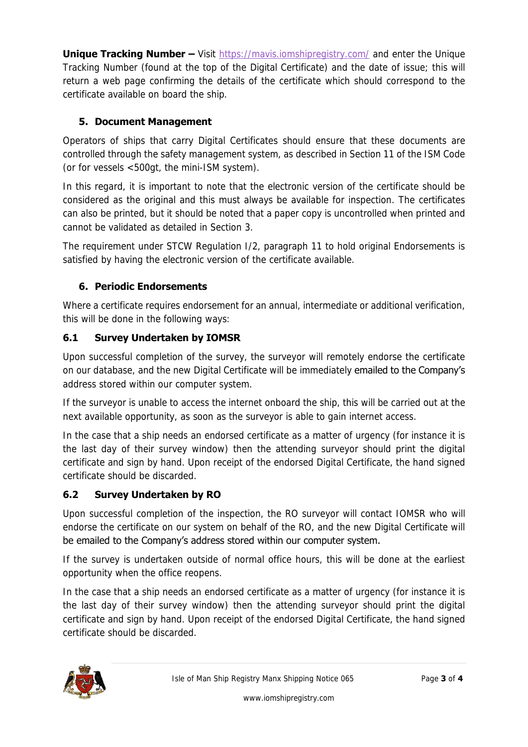**Unique Tracking Number –** Visit https://mavis.iomshipregistry.com/ and enter the Unique Tracking Number (found at the top of the Digital Certificate) and the date of issue; this will return a web page confirming the details of the certificate which should correspond to the certificate available on board the ship.

## 5. Document Management

Operators of ships that carry Digital Certificates should ensure that these documents are controlled through the safety management system, as described in Section 11 of the ISM Code (or for vessels <500gt, the mini-ISM system).

In this regard, it is important to note that the electronic version of the certificate should be considered as the original and this must always be available for inspection. The certificates can also be printed, but it should be noted that a paper copy is uncontrolled when printed and cannot be validated as detailed in Section 3.

The requirement under STCW Regulation I/2, paragraph 11 to hold original Endorsements is satisfied by having the electronic version of the certificate available.

## 6. Periodic Endorsements

Where a certificate requires endorsement for an annual, intermediate or additional verification, this will be done in the following ways:

### 6.1 Survey Undertaken by IOMSR

Upon successful completion of the survey, the surveyor will remotely endorse the certificate on our database, and the new Digital Certificate will be immediately emailed to the Company's address stored within our computer system.

If the surveyor is unable to access the internet onboard the ship, this will be carried out at the next available opportunity, as soon as the surveyor is able to gain internet access.

In the case that a ship needs an endorsed certificate as a matter of urgency (for instance it is the last day of their survey window) then the attending surveyor should print the digital certificate and sign by hand. Upon receipt of the endorsed Digital Certificate, the hand signed certificate should be discarded.

### 6.2 Survey Undertaken by RO

Upon successful completion of the inspection, the RO surveyor will contact IOMSR who will endorse the certificate on our system on behalf of the RO, and the new Digital Certificate will be emailed to the Company's address stored within our computer system.

If the survey is undertaken outside of normal office hours, this will be done at the earliest opportunity when the office reopens.

In the case that a ship needs an endorsed certificate as a matter of urgency (for instance it is the last day of their survey window) then the attending surveyor should print the digital certificate and sign by hand. Upon receipt of the endorsed Digital Certificate, the hand signed certificate should be discarded.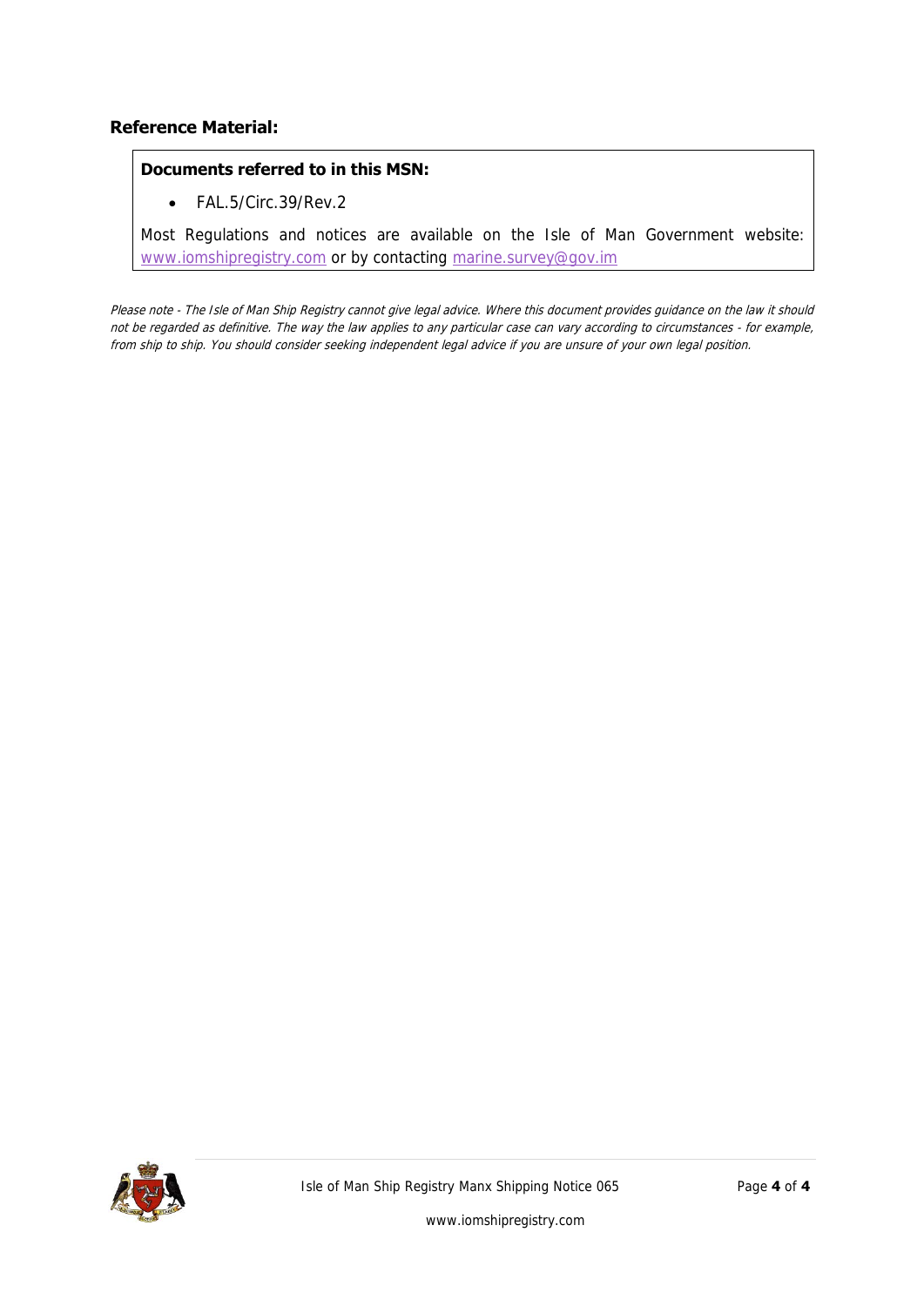## Reference Material:

**Documents referred to in this MSN:**

- FAL.5/Circ.39/Rev.2

Most Regulations and notices are available on the Isle of Man Government website: www.iomshipregistry.com or by contacting marine.survey@gov.im

*Please note - The Isle of Man Ship Registry cannot give legal advice. Where this document provides guidance on the law it should not be regarded as definitive. The way the law applies to any particular case can vary according to circumstances - for example, from ship to ship. You should consider seeking independent legal advice if you are unsure of your own legal position.*